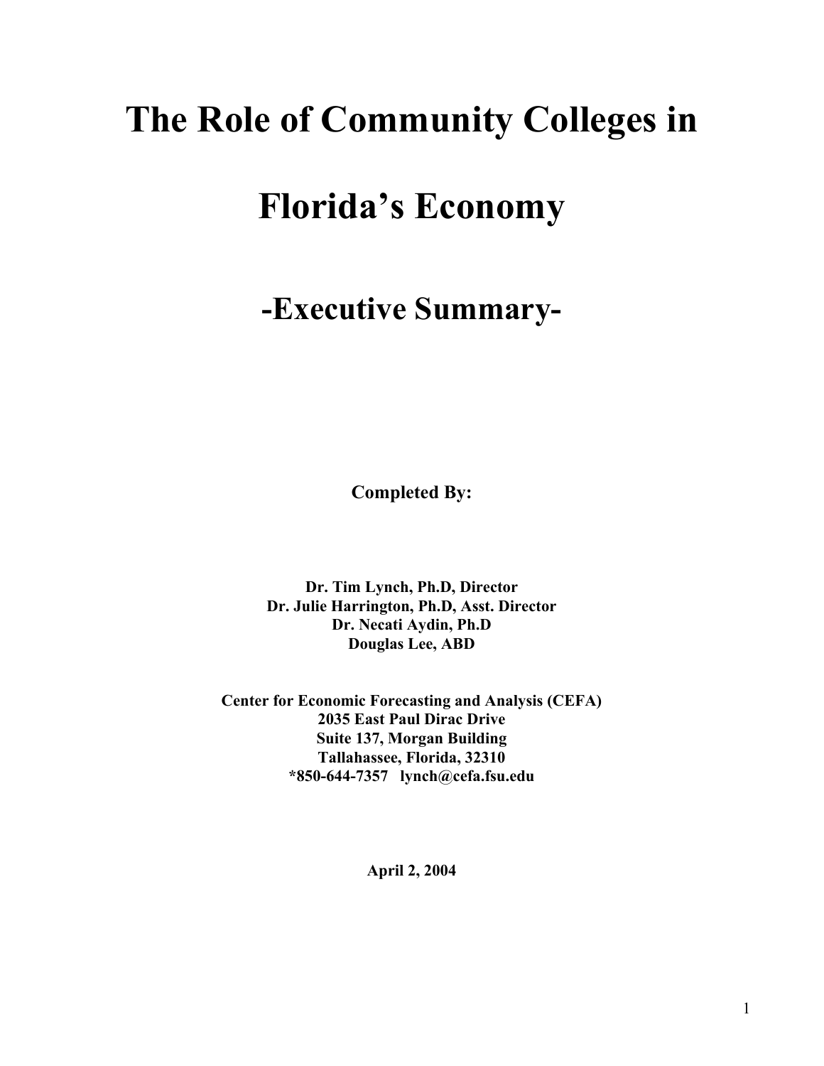# The Role of Community Colleges in Florida's Economy

## -Executive Summary-

**Completed By:**

**Dr. Tim Lynch, Ph.D, Director**
**Dr. Julie Harrington, Ph.D, Asst. Director**
**Dr. Necati Aydin, Ph.D**
**Douglas Lee, ABD**

**Center for Economic Forecasting and Analysis (CEFA)**
**2035 East Paul Dirac Drive**
**Suite 137, Morgan Building**
**Tallahassee, Florida, 32310**
**\*850-644-7357 lynch@cefa.fsu.edu**

**April 2, 2004**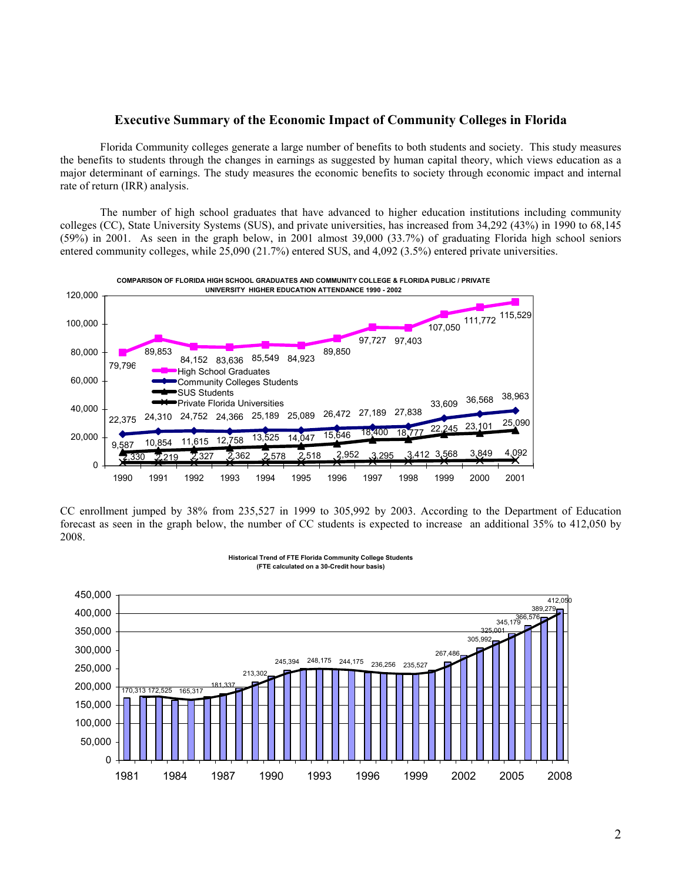# Executive Summary of the Economic Impact of Community Colleges in Florida

Florida Community colleges generate a large number of benefits to both students and society. This study measures the benefits to students through the changes in earnings as suggested by human capital theory, which views education as a major determinant of earnings. The study measures the economic benefits to society through economic impact and internal rate of return (IRR) analysis.

The number of high school graduates that have advanced to higher education institutions including community colleges (CC), State University Systems (SUS), and private universities, has increased from 34,292 (43%) in 1990 to 68,145 (59%) in 2001. As seen in the graph below, in 2001 almost 39,000 (33.7%) of graduating Florida high school seniors entered community colleges, while 25,090 (21.7%) entered SUS, and 4,092 (3.5%) entered private universities.

**COMPARISON OF FLORIDA HIGH SCHOOL GRADUATES AND COMMUNITY COLLEGE & FLORIDA PUBLIC / PRIVATE UNIVERSITY HIGHER EDUCATION ATTENDANCE 1990 - 2002**

| Year | High School Graduates | Community Colleges Students | SUS Students | Private Florida Universities |
|---|---|---|---|---|
| 1990 | 79,796 | 22,375 | 9,587 | 2,330 |
| 1991 | 89,853 | 24,310 | 10,854 | 2,219 |
| 1992 | 84,152 | 24,752 | 11,615 | 2,327 |
| 1993 | 83,636 | 24,366 | 12,758 | 2,362 |
| 1994 | 85,549 | 25,189 | 13,525 | 2,578 |
| 1995 | 84,923 | 25,089 | 14,047 | 2,518 |
| 1996 | 89,850 | 26,472 | 15,646 | 2,952 |
| 1997 | 97,727 | 27,189 | 18,400 | 3,295 |
| 1998 | 97,403 | 27,838 | 18,777 | 3,412 |
| 1999 | 107,050 | 33,609 | 22,245 | 3,568 |
| 2000 | 111,772 | 36,568 | 23,101 | 3,849 |
| 2001 | 115,529 | 38,963 | 25,090 | 4,092 |

CC enrollment jumped by 38% from 235,527 in 1999 to 305,992 by 2003. According to the Department of Education forecast as seen in the graph below, the number of CC students is expected to increase an additional 35% to 412,050 by 2008.

**Historical Trend of FTE Florida Community College Students**
**(FTE calculated on a 30-Credit hour basis)**

| Labeled values |
|---|
| 170,313 |
| 172,525 |
| 165,317 |
| 181,337 |
| 213,302 |
| 245,394 |
| 248,175 |
| 244,175 |
| 236,256 |
| 235,527 |
| 267,486 |
| 305,992 |
| 325,001 |
| 345,179 |
| 366,576 |
| 389,279 |
| 412,050 |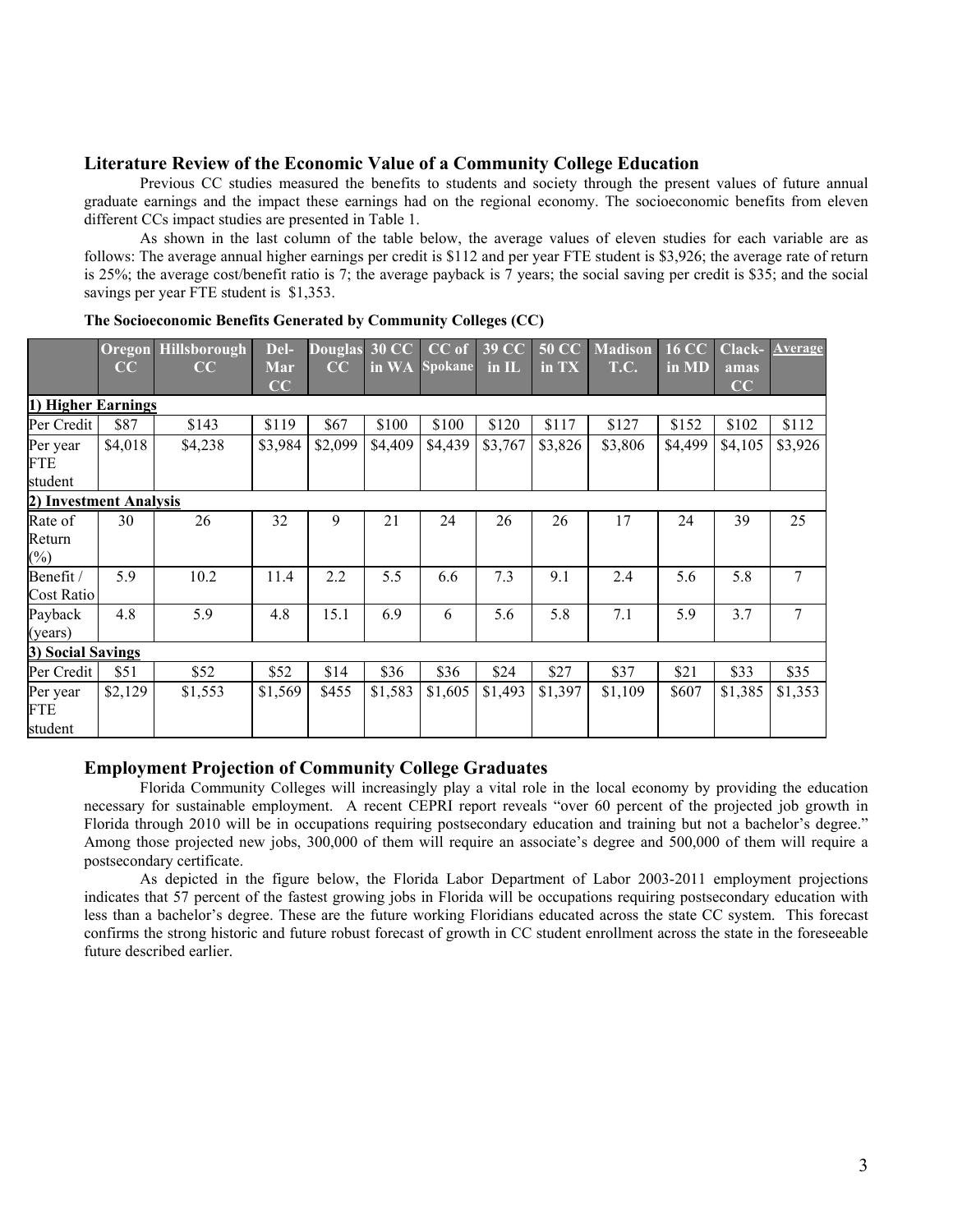## Literature Review of the Economic Value of a Community College Education

Previous CC studies measured the benefits to students and society through the present values of future annual graduate earnings and the impact these earnings had on the regional economy. The socioeconomic benefits from eleven different CCs impact studies are presented in Table 1.

As shown in the last column of the table below, the average values of eleven studies for each variable are as follows: The average annual higher earnings per credit is $112 and per year FTE student is $3,926; the average rate of return is 25%; the average cost/benefit ratio is 7; the average payback is 7 years; the social saving per credit is $35; and the social savings per year FTE student is $1,353.

**The Socioeconomic Benefits Generated by Community Colleges (CC)**

| | Oregon CC | Hillsborough CC | Del-Mar CC | Douglas CC | 30 CC in WA | CC of Spokane | 39 CC in IL | 50 CC in TX | Madison T.C. | 16 CC in MD | Clack-amas CC | Average |
|---|---|---|---|---|---|---|---|---|---|---|---|---|
| **1) Higher Earnings** | | | | | | | | | | | | |
| Per Credit | $87 | $143 | $119 | $67 | $100 | $100 | $120 | $117 | $127 | $152 | $102 | $112 |
| Per year FTE student | $4,018 | $4,238 | $3,984 | $2,099 | $4,409 | $4,439 | $3,767 | $3,826 | $3,806 | $4,499 | $4,105 | $3,926 |
| **2) Investment Analysis** | | | | | | | | | | | | |
| Rate of Return (%) | 30 | 26 | 32 | 9 | 21 | 24 | 26 | 26 | 17 | 24 | 39 | 25 |
| Benefit / Cost Ratio | 5.9 | 10.2 | 11.4 | 2.2 | 5.5 | 6.6 | 7.3 | 9.1 | 2.4 | 5.6 | 5.8 | 7 |
| Payback (years) | 4.8 | 5.9 | 4.8 | 15.1 | 6.9 | 6 | 5.6 | 5.8 | 7.1 | 5.9 | 3.7 | 7 |
| **3) Social Savings** | | | | | | | | | | | | |
| Per Credit | $51 | $52 | $52 | $14 | $36 | $36 | $24 | $27 | $37 | $21 | $33 | $35 |
| Per year FTE student | $2,129 | $1,553 | $1,569 | $455 | $1,583 | $1,605 | $1,493 | $1,397 | $1,109 | $607 | $1,385 | $1,353 |

## Employment Projection of Community College Graduates

Florida Community Colleges will increasingly play a vital role in the local economy by providing the education necessary for sustainable employment. A recent CEPRI report reveals "over 60 percent of the projected job growth in Florida through 2010 will be in occupations requiring postsecondary education and training but not a bachelor's degree." Among those projected new jobs, 300,000 of them will require an associate's degree and 500,000 of them will require a postsecondary certificate.

As depicted in the figure below, the Florida Labor Department of Labor 2003-2011 employment projections indicates that 57 percent of the fastest growing jobs in Florida will be occupations requiring postsecondary education with less than a bachelor's degree. These are the future working Floridians educated across the state CC system. This forecast confirms the strong historic and future robust forecast of growth in CC student enrollment across the state in the foreseeable future described earlier.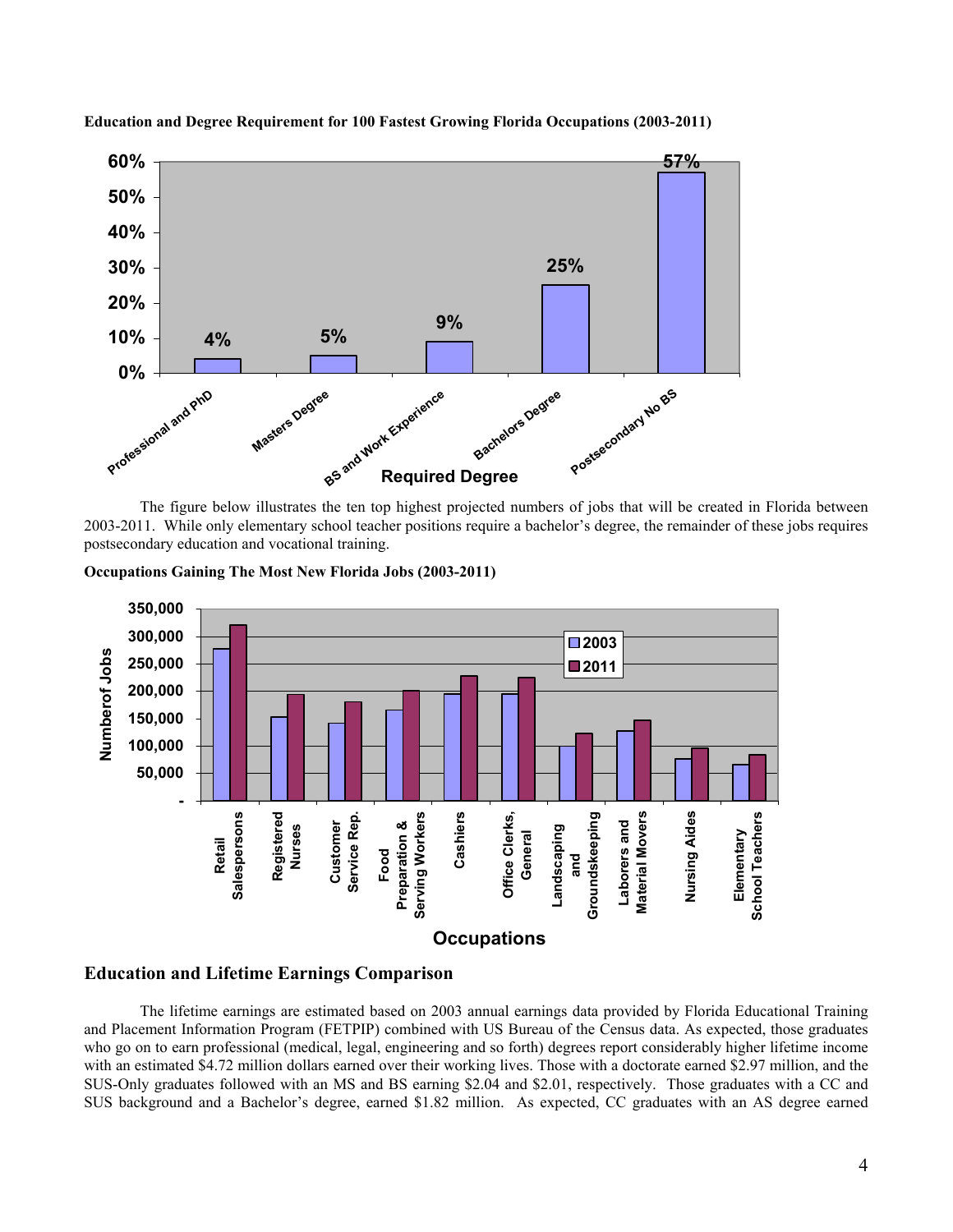**Education and Degree Requirement for 100 Fastest Growing Florida Occupations (2003-2011)**

The figure below illustrates the ten top highest projected numbers of jobs that will be created in Florida between 2003-2011. While only elementary school teacher positions require a bachelor's degree, the remainder of these jobs requires postsecondary education and vocational training.

**Occupations Gaining The Most New Florida Jobs (2003-2011)**

## Education and Lifetime Earnings Comparison

The lifetime earnings are estimated based on 2003 annual earnings data provided by Florida Educational Training and Placement Information Program (FETPIP) combined with US Bureau of the Census data. As expected, those graduates who go on to earn professional (medical, legal, engineering and so forth) degrees report considerably higher lifetime income with an estimated $4.72 million dollars earned over their working lives. Those with a doctorate earned $2.97 million, and the SUS-Only graduates followed with an MS and BS earning $2.04 and $2.01, respectively. Those graduates with a CC and SUS background and a Bachelor's degree, earned $1.82 million. As expected, CC graduates with an AS degree earned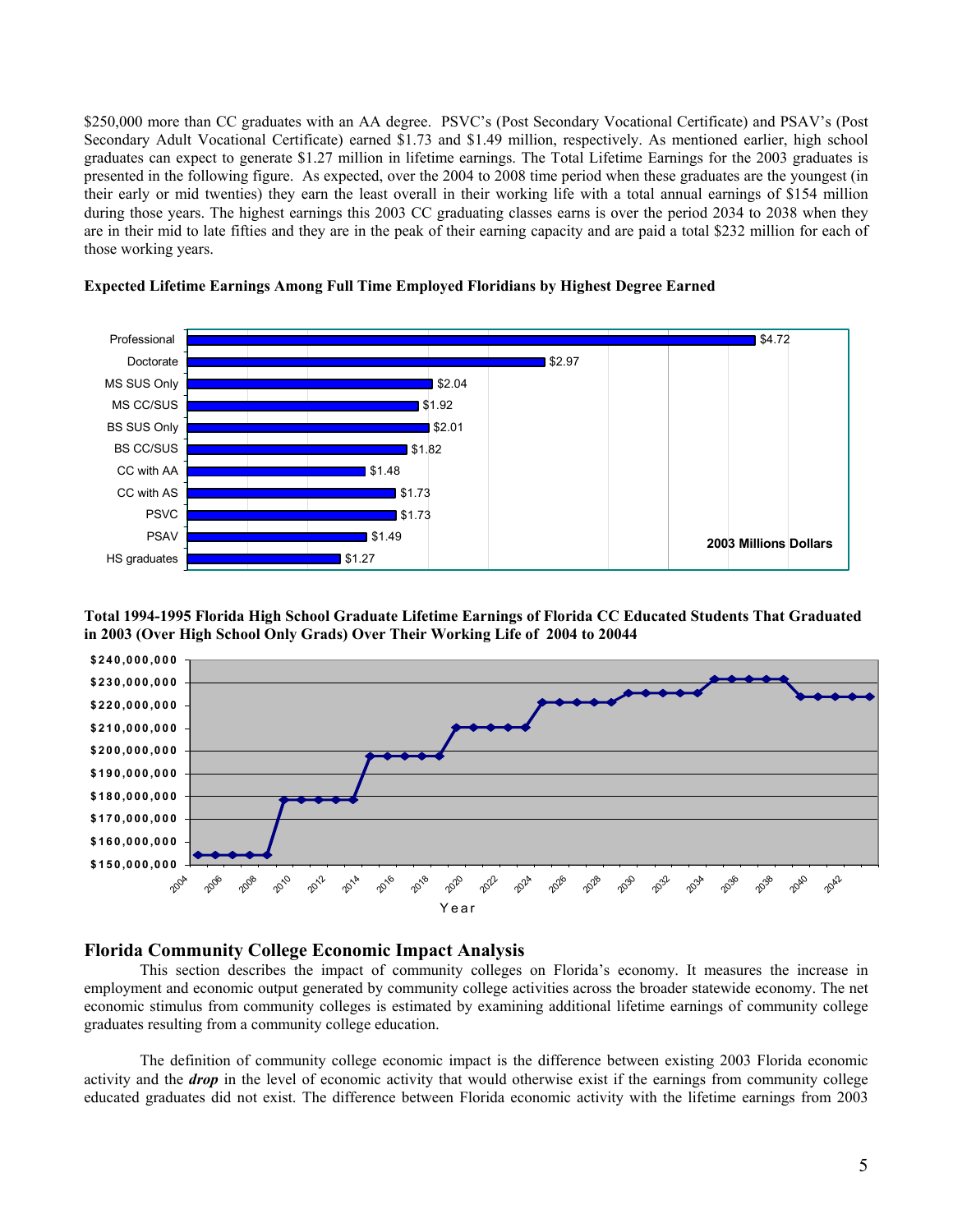$250,000 more than CC graduates with an AA degree. PSVC's (Post Secondary Vocational Certificate) and PSAV's (Post Secondary Adult Vocational Certificate) earned $1.73 and $1.49 million, respectively. As mentioned earlier, high school graduates can expect to generate $1.27 million in lifetime earnings. The Total Lifetime Earnings for the 2003 graduates is presented in the following figure. As expected, over the 2004 to 2008 time period when these graduates are the youngest (in their early or mid twenties) they earn the least overall in their working life with a total annual earnings of $154 million during those years. The highest earnings this 2003 CC graduating classes earns is over the period 2034 to 2038 when they are in their mid to late fifties and they are in the peak of their earning capacity and are paid a total $232 million for each of those working years.

**Expected Lifetime Earnings Among Full Time Employed Floridians by Highest Degree Earned**

| Degree | 2003 Millions Dollars |
|---|---|
| Professional | $4.72 |
| Doctorate | $2.97 |
| MS SUS Only | $2.04 |
| MS CC/SUS | $1.92 |
| BS SUS Only | $2.01 |
| BS CC/SUS | $1.82 |
| CC with AA | $1.48 |
| CC with AS | $1.73 |
| PSVC | $1.73 |
| PSAV | $1.49 |
| HS graduates | $1.27 |

**Total 1994-1995 Florida High School Graduate Lifetime Earnings of Florida CC Educated Students That Graduated in 2003 (Over High School Only Grads) Over Their Working Life of 2004 to 20044**

## Florida Community College Economic Impact Analysis

This section describes the impact of community colleges on Florida's economy. It measures the increase in employment and economic output generated by community college activities across the broader statewide economy. The net economic stimulus from community colleges is estimated by examining additional lifetime earnings of community college graduates resulting from a community college education.

The definition of community college economic impact is the difference between existing 2003 Florida economic activity and the ***drop*** in the level of economic activity that would otherwise exist if the earnings from community college educated graduates did not exist. The difference between Florida economic activity with the lifetime earnings from 2003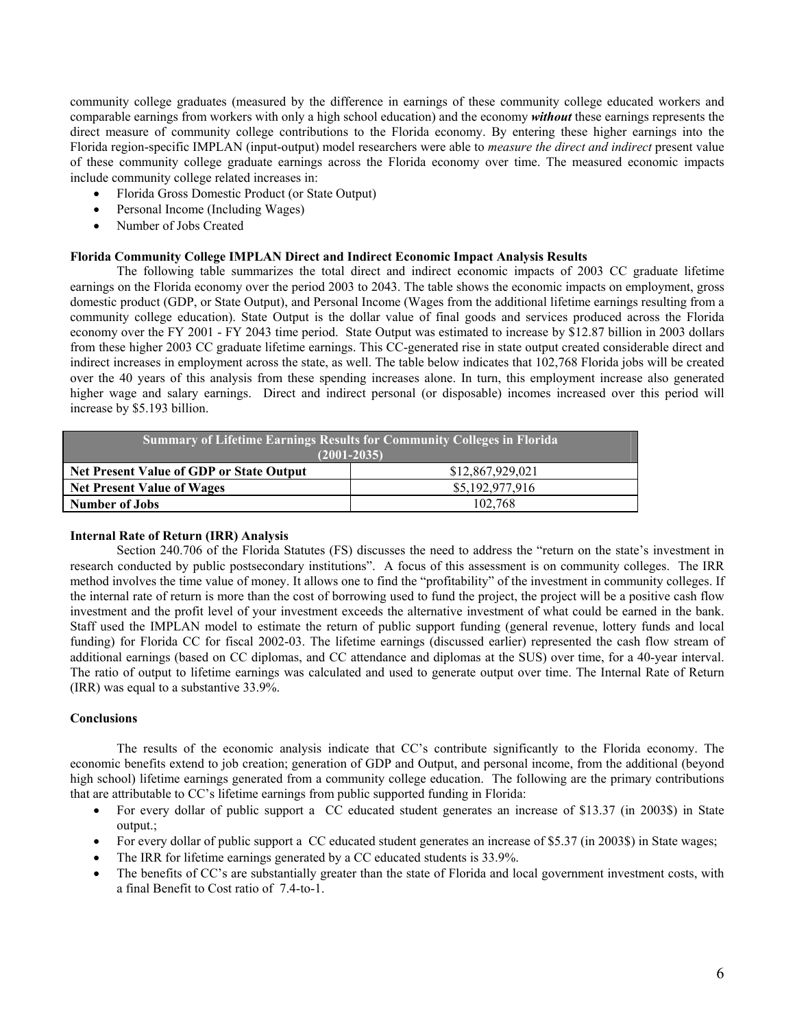community college graduates (measured by the difference in earnings of these community college educated workers and comparable earnings from workers with only a high school education) and the economy ***without*** these earnings represents the direct measure of community college contributions to the Florida economy. By entering these higher earnings into the Florida region-specific IMPLAN (input-output) model researchers were able to *measure the direct and indirect* present value of these community college graduate earnings across the Florida economy over time. The measured economic impacts include community college related increases in:

- Florida Gross Domestic Product (or State Output)
- Personal Income (Including Wages)
- Number of Jobs Created

**Florida Community College IMPLAN Direct and Indirect Economic Impact Analysis Results**

The following table summarizes the total direct and indirect economic impacts of 2003 CC graduate lifetime earnings on the Florida economy over the period 2003 to 2043. The table shows the economic impacts on employment, gross domestic product (GDP, or State Output), and Personal Income (Wages from the additional lifetime earnings resulting from a community college education). State Output is the dollar value of final goods and services produced across the Florida economy over the FY 2001 - FY 2043 time period. State Output was estimated to increase by $12.87 billion in 2003 dollars from these higher 2003 CC graduate lifetime earnings. This CC-generated rise in state output created considerable direct and indirect increases in employment across the state, as well. The table below indicates that 102,768 Florida jobs will be created over the 40 years of this analysis from these spending increases alone. In turn, this employment increase also generated higher wage and salary earnings. Direct and indirect personal (or disposable) incomes increased over this period will increase by $5.193 billion.

| Summary of Lifetime Earnings Results for Community Colleges in Florida (2001-2035) | |
|---|---|
| **Net Present Value of GDP or State Output** | $12,867,929,021 |
| **Net Present Value of Wages** | $5,192,977,916 |
| **Number of Jobs** | 102,768 |

**Internal Rate of Return (IRR) Analysis**

Section 240.706 of the Florida Statutes (FS) discusses the need to address the "return on the state's investment in research conducted by public postsecondary institutions". A focus of this assessment is on community colleges. The IRR method involves the time value of money. It allows one to find the "profitability" of the investment in community colleges. If the internal rate of return is more than the cost of borrowing used to fund the project, the project will be a positive cash flow investment and the profit level of your investment exceeds the alternative investment of what could be earned in the bank. Staff used the IMPLAN model to estimate the return of public support funding (general revenue, lottery funds and local funding) for Florida CC for fiscal 2002-03. The lifetime earnings (discussed earlier) represented the cash flow stream of additional earnings (based on CC diplomas, and CC attendance and diplomas at the SUS) over time, for a 40-year interval. The ratio of output to lifetime earnings was calculated and used to generate output over time. The Internal Rate of Return (IRR) was equal to a substantive 33.9%.

**Conclusions**

The results of the economic analysis indicate that CC's contribute significantly to the Florida economy. The economic benefits extend to job creation; generation of GDP and Output, and personal income, from the additional (beyond high school) lifetime earnings generated from a community college education. The following are the primary contributions that are attributable to CC's lifetime earnings from public supported funding in Florida:

- For every dollar of public support a CC educated student generates an increase of $13.37 (in 2003$) in State output.;
- For every dollar of public support a CC educated student generates an increase of $5.37 (in 2003$) in State wages;
- The IRR for lifetime earnings generated by a CC educated students is 33.9%.
- The benefits of CC's are substantially greater than the state of Florida and local government investment costs, with a final Benefit to Cost ratio of 7.4-to-1.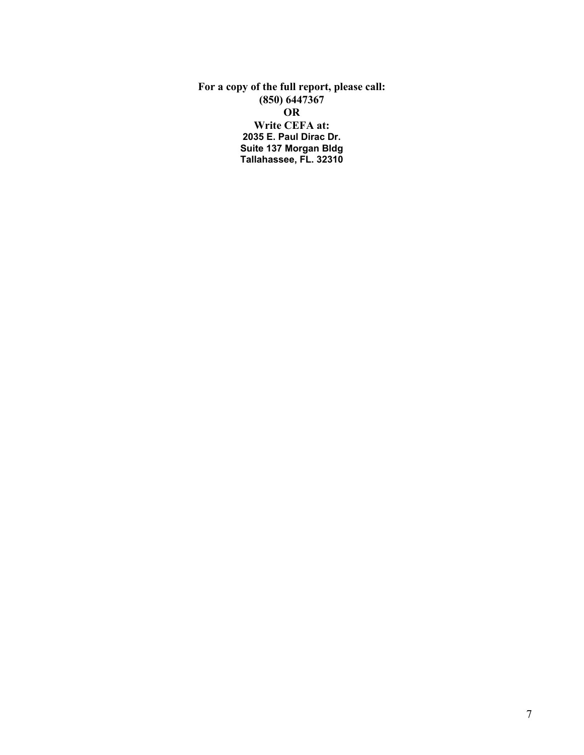**For a copy of the full report, please call:**
**(850) 6447367**
**OR**
**Write CEFA at:**
**2035 E. Paul Dirac Dr.**
**Suite 137 Morgan Bldg**
**Tallahassee, FL. 32310**